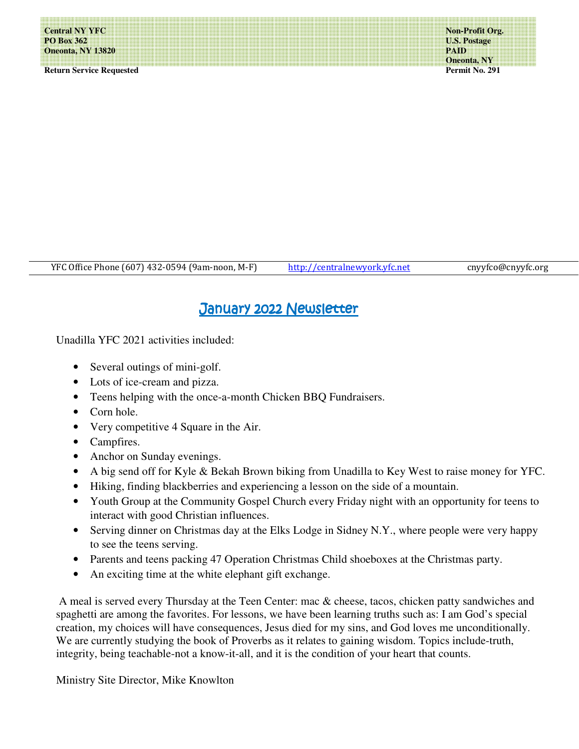Central NY YFC
PO Box 362
Oneonta, NY 13820

Return Service Requested

Non-Profit Org.
U.S. Postage
PAID
Oneonta, NY
Permit No. 291

YFC Office Phone (607) 432-0594 (9am-noon, M-F) | http://centralnewyork.yfc.net | cnyyfco@cnyyfc.org

# January 2022 Newsletter

Unadilla YFC 2021 activities included:

- Several outings of mini-golf.
- Lots of ice-cream and pizza.
- Teens helping with the once-a-month Chicken BBQ Fundraisers.
- Corn hole.
- Very competitive 4 Square in the Air.
- Campfires.
- Anchor on Sunday evenings.
- A big send off for Kyle & Bekah Brown biking from Unadilla to Key West to raise money for YFC.
- Hiking, finding blackberries and experiencing a lesson on the side of a mountain.
- Youth Group at the Community Gospel Church every Friday night with an opportunity for teens to interact with good Christian influences.
- Serving dinner on Christmas day at the Elks Lodge in Sidney N.Y., where people were very happy to see the teens serving.
- Parents and teens packing 47 Operation Christmas Child shoeboxes at the Christmas party.
- An exciting time at the white elephant gift exchange.

A meal is served every Thursday at the Teen Center: mac & cheese, tacos, chicken patty sandwiches and spaghetti are among the favorites. For lessons, we have been learning truths such as: I am God's special creation, my choices will have consequences, Jesus died for my sins, and God loves me unconditionally. We are currently studying the book of Proverbs as it relates to gaining wisdom. Topics include-truth, integrity, being teachable-not a know-it-all, and it is the condition of your heart that counts.

Ministry Site Director, Mike Knowlton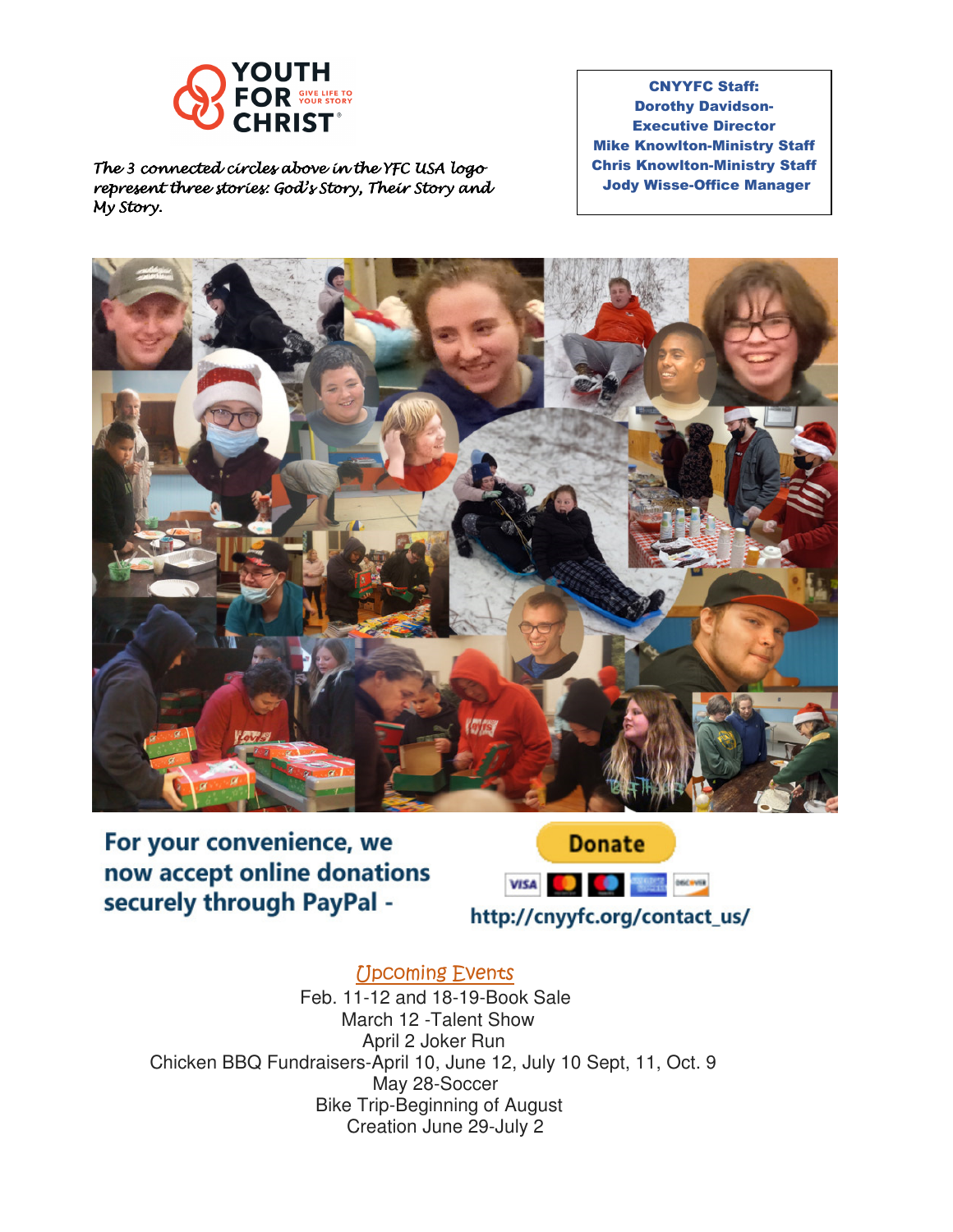YOUTH FOR CHRIST — GIVE LIFE TO YOUR STORY

*The 3 connected circles above in the YFC USA logo represent three stories: God's Story, Their Story and My Story.*

**CNYYFC Staff:**
**Dorothy Davidson-Executive Director**
**Mike Knowlton-Ministry Staff**
**Chris Knowlton-Ministry Staff**
**Jody Wisse-Office Manager**

**For your convenience, we now accept online donations securely through PayPal -**

Donate

**http://cnyyfc.org/contact_us/**

## Upcoming Events

Feb. 11-12 and 18-19-Book Sale
March 12 -Talent Show
April 2 Joker Run
Chicken BBQ Fundraisers-April 10, June 12, July 10 Sept, 11, Oct. 9
May 28-Soccer
Bike Trip-Beginning of August
Creation June 29-July 2